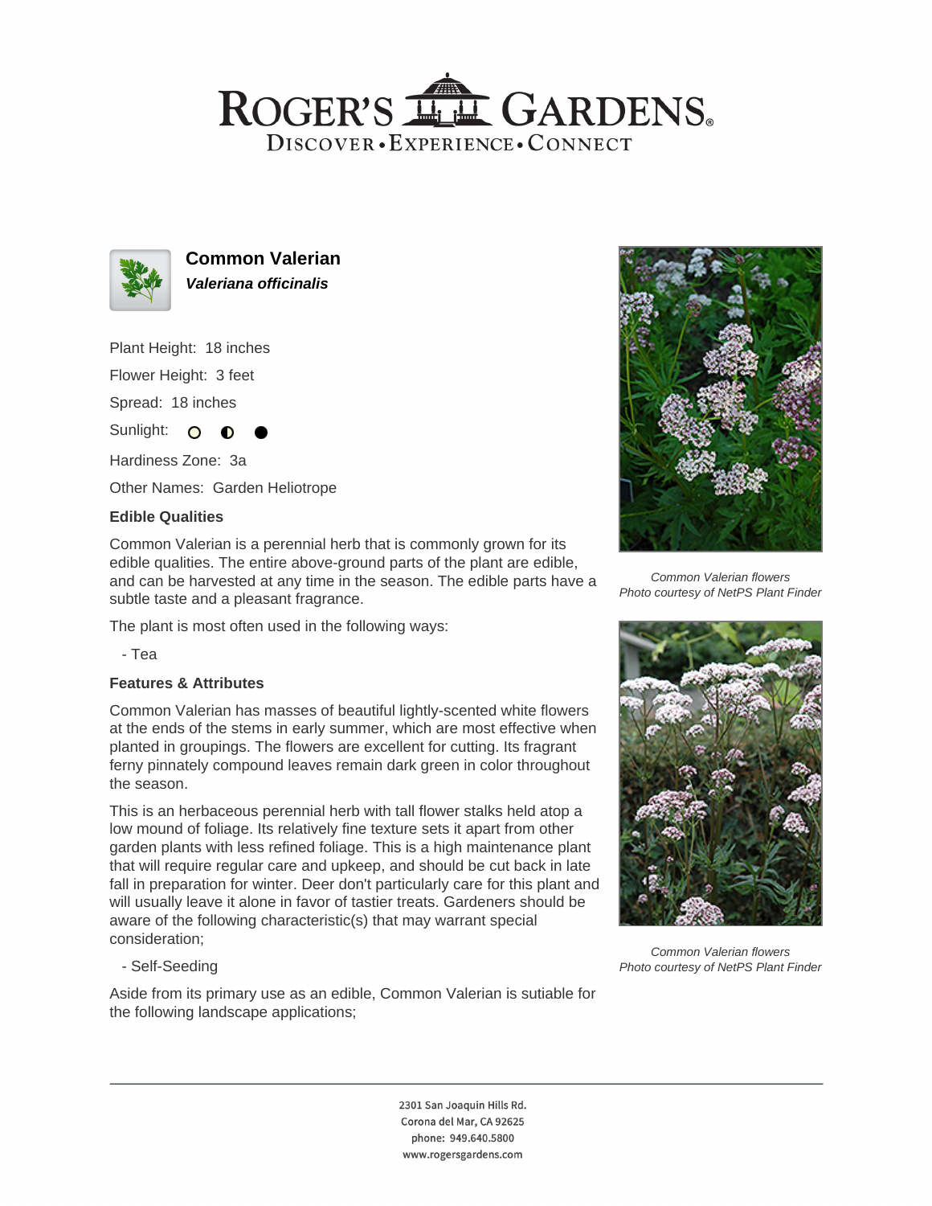# ROGER'S GARDENS

DISCOVER • EXPERIENCE • CONNECT

## Common Valerian

***Valeriana officinalis***

Plant Height: 18 inches

Flower Height: 3 feet

Spread: 18 inches

Sunlight: ○ ◐ ●

Hardiness Zone: 3a

Other Names: Garden Heliotrope

**Edible Qualities**

Common Valerian is a perennial herb that is commonly grown for its edible qualities. The entire above-ground parts of the plant are edible, and can be harvested at any time in the season. The edible parts have a subtle taste and a pleasant fragrance.

The plant is most often used in the following ways:

- Tea

**Features & Attributes**

Common Valerian has masses of beautiful lightly-scented white flowers at the ends of the stems in early summer, which are most effective when planted in groupings. The flowers are excellent for cutting. Its fragrant ferny pinnately compound leaves remain dark green in color throughout the season.

This is an herbaceous perennial herb with tall flower stalks held atop a low mound of foliage. Its relatively fine texture sets it apart from other garden plants with less refined foliage. This is a high maintenance plant that will require regular care and upkeep, and should be cut back in late fall in preparation for winter. Deer don't particularly care for this plant and will usually leave it alone in favor of tastier treats. Gardeners should be aware of the following characteristic(s) that may warrant special consideration;

- Self-Seeding

Aside from its primary use as an edible, Common Valerian is sutiable for the following landscape applications;

*Common Valerian flowers*
*Photo courtesy of NetPS Plant Finder*

*Common Valerian flowers*
*Photo courtesy of NetPS Plant Finder*

2301 San Joaquin Hills Rd.
Corona del Mar, CA 92625
phone: 949.640.5800
www.rogersgardens.com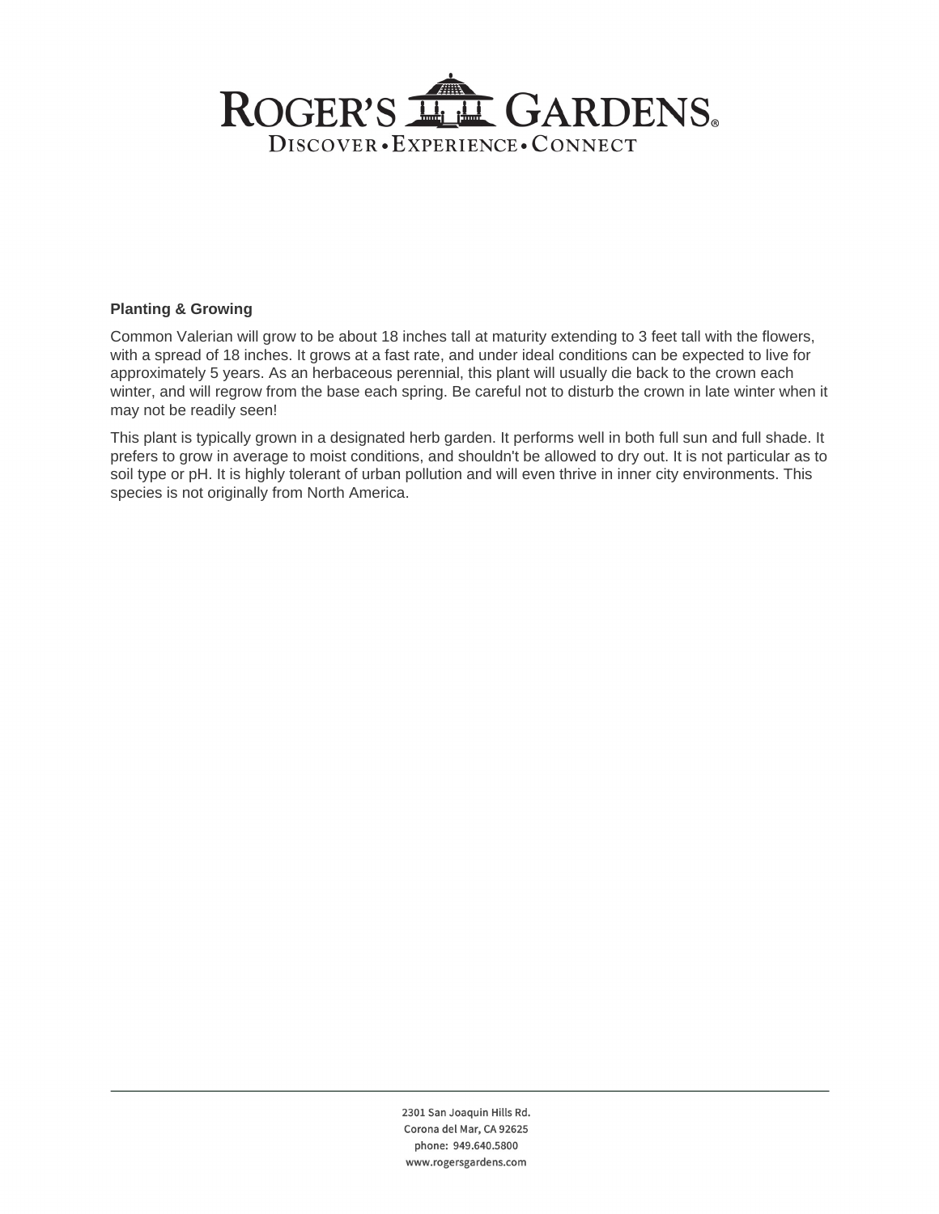### Planting & Growing

Common Valerian will grow to be about 18 inches tall at maturity extending to 3 feet tall with the flowers, with a spread of 18 inches. It grows at a fast rate, and under ideal conditions can be expected to live for approximately 5 years. As an herbaceous perennial, this plant will usually die back to the crown each winter, and will regrow from the base each spring. Be careful not to disturb the crown in late winter when it may not be readily seen!

This plant is typically grown in a designated herb garden. It performs well in both full sun and full shade. It prefers to grow in average to moist conditions, and shouldn't be allowed to dry out. It is not particular as to soil type or pH. It is highly tolerant of urban pollution and will even thrive in inner city environments. This species is not originally from North America.